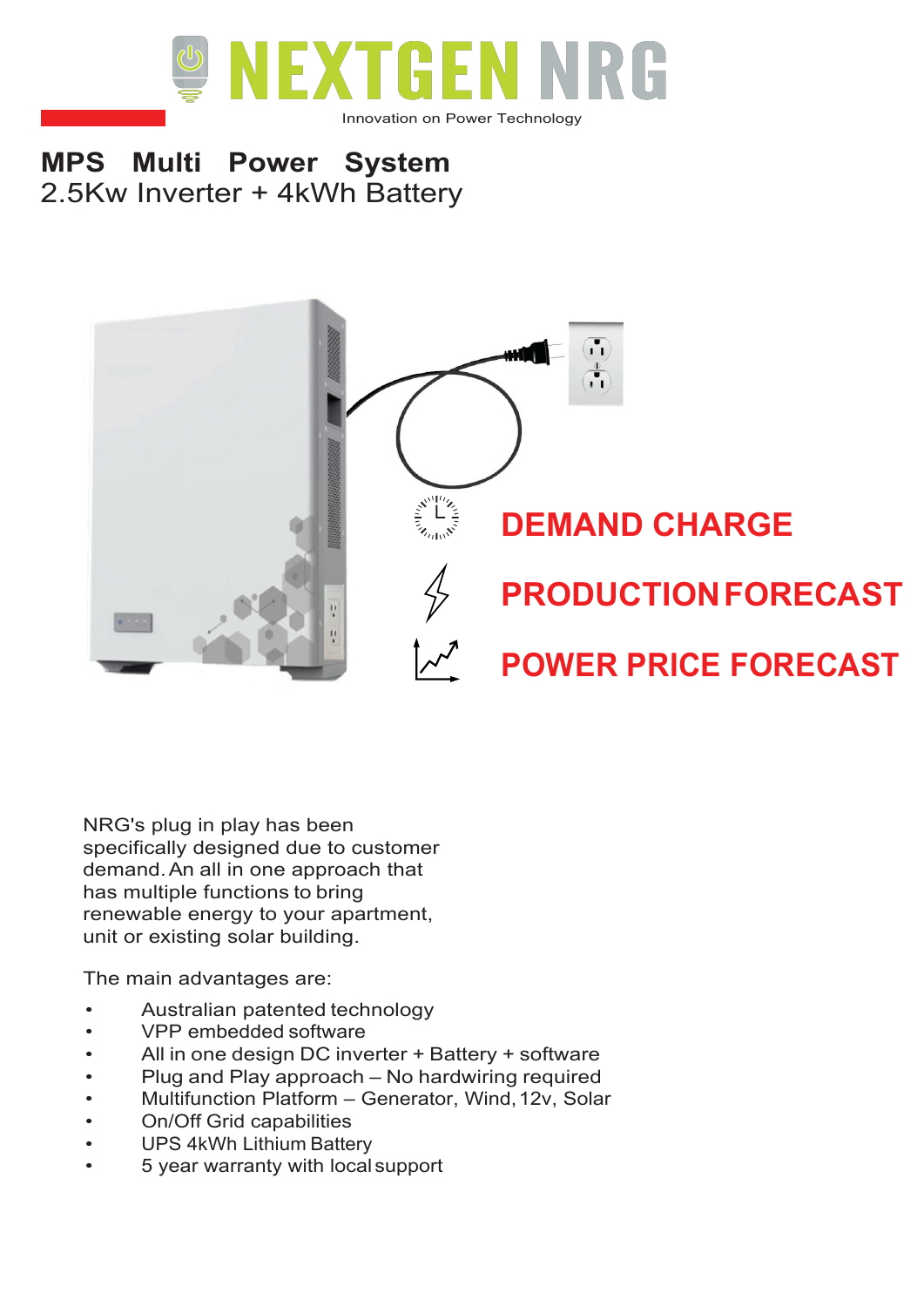NEXTGEN NRG

Innovation on Power Technology

# MPS Multi Power System

## 2.5Kw Inverter + 4kWh Battery

**DEMAND CHARGE**

**PRODUCTION FORECAST**

**POWER PRICE FORECAST**

NRG's plug in play has been specifically designed due to customer demand. An all in one approach that has multiple functions to bring renewable energy to your apartment, unit or existing solar building.

The main advantages are:

- Australian patented technology
- VPP embedded software
- All in one design DC inverter + Battery + software
- Plug and Play approach – No hardwiring required
- Multifunction Platform – Generator, Wind, 12v, Solar
- On/Off Grid capabilities
- UPS 4kWh Lithium Battery
- 5 year warranty with local support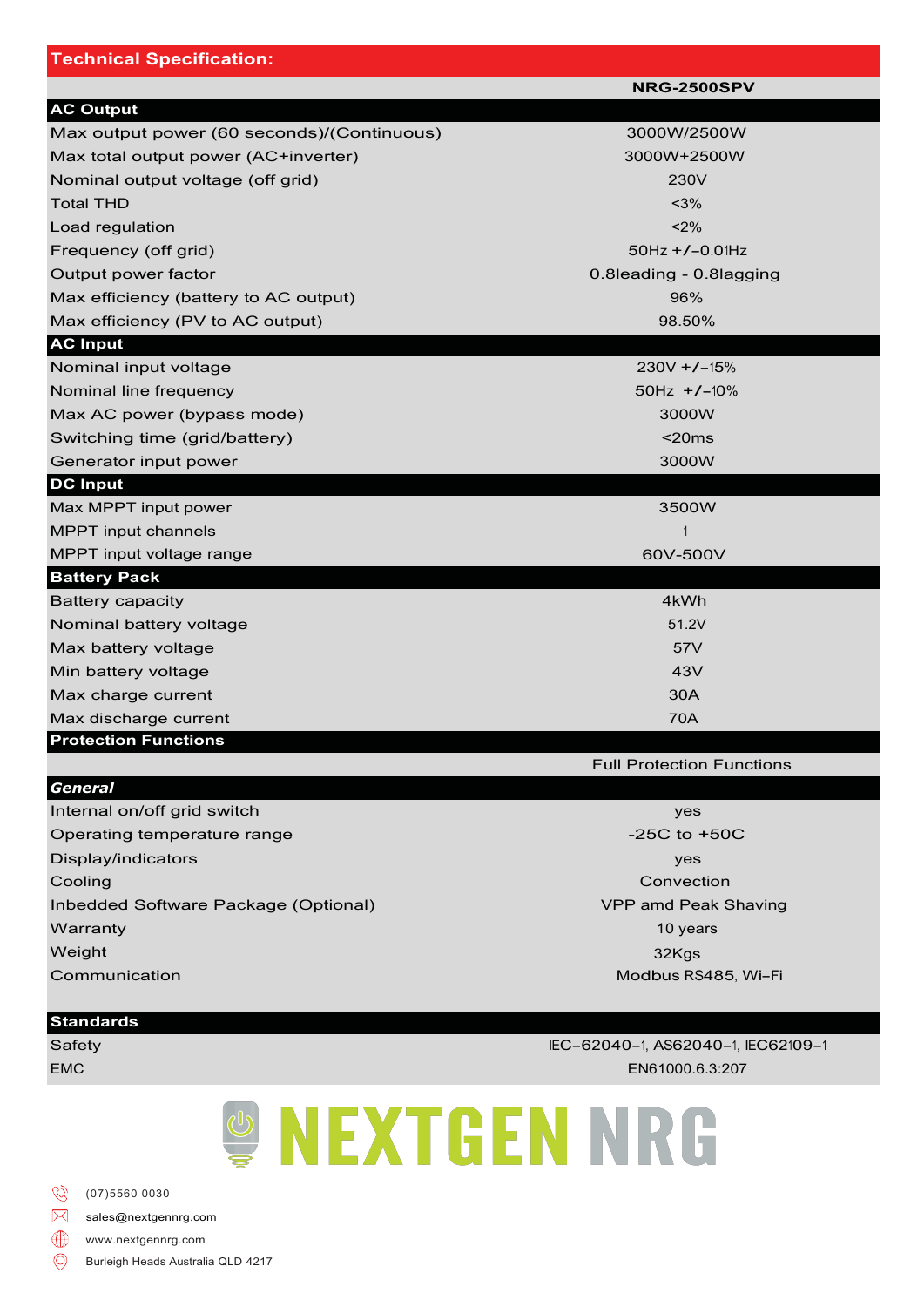## Technical Specification:

| | NRG-2500SPV |
|---|---|
| **AC Output** | |
| Max output power (60 seconds)/(Continuous) | 3000W/2500W |
| Max total output power (AC+inverter) | 3000W+2500W |
| Nominal output voltage (off grid) | 230V |
| Total THD | <3% |
| Load regulation | <2% |
| Frequency (off grid) | 50Hz +/-0.01Hz |
| Output power factor | 0.8leading - 0.8lagging |
| Max efficiency (battery to AC output) | 96% |
| Max efficiency (PV to AC output) | 98.50% |
| **AC Input** | |
| Nominal input voltage | 230V +/-15% |
| Nominal line frequency | 50Hz +/-10% |
| Max AC power (bypass mode) | 3000W |
| Switching time (grid/battery) | <20ms |
| Generator input power | 3000W |
| **DC Input** | |
| Max MPPT input power | 3500W |
| MPPT input channels | 1 |
| MPPT input voltage range | 60V-500V |
| **Battery Pack** | |
| Battery capacity | 4kWh |
| Nominal battery voltage | 51.2V |
| Max battery voltage | 57V |
| Min battery voltage | 43V |
| Max charge current | 30A |
| Max discharge current | 70A |
| **Protection Functions** | |
| | Full Protection Functions |
| ***General*** | |
| Internal on/off grid switch | yes |
| Operating temperature range | -25C to +50C |
| Display/indicators | yes |
| Cooling | Convection |
| Inbedded Software Package (Optional) | VPP amd Peak Shaving |
| Warranty | 10 years |
| Weight | 32Kgs |
| Communication | Modbus RS485, Wi-Fi |
| **Standards** | |
| Safety | IEC-62040-1, AS62040-1, IEC62109-1 |
| EMC | EN61000.6.3:207 |

NEXTGEN NRG

(07)5560 0030

sales@nextgennrg.com

www.nextgennrg.com

Burleigh Heads Australia QLD 4217